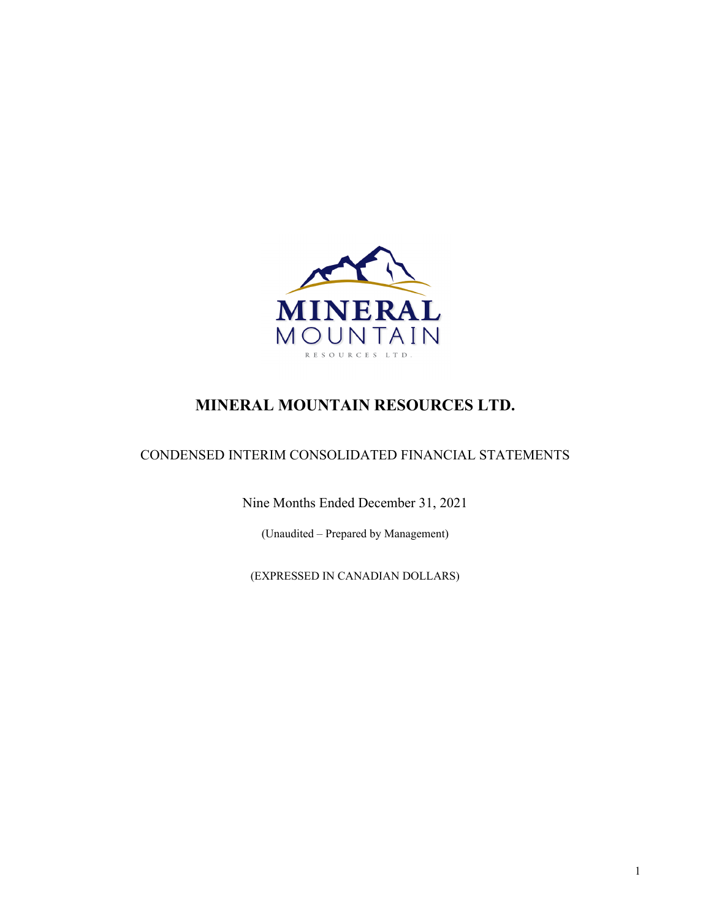# MINERAL MOUNTAIN RESOURCES LTD.

CONDENSED INTERIM CONSOLIDATED FINANCIAL STATEMENTS

Nine Months Ended December 31, 2021

(Unaudited – Prepared by Management)

(EXPRESSED IN CANADIAN DOLLARS)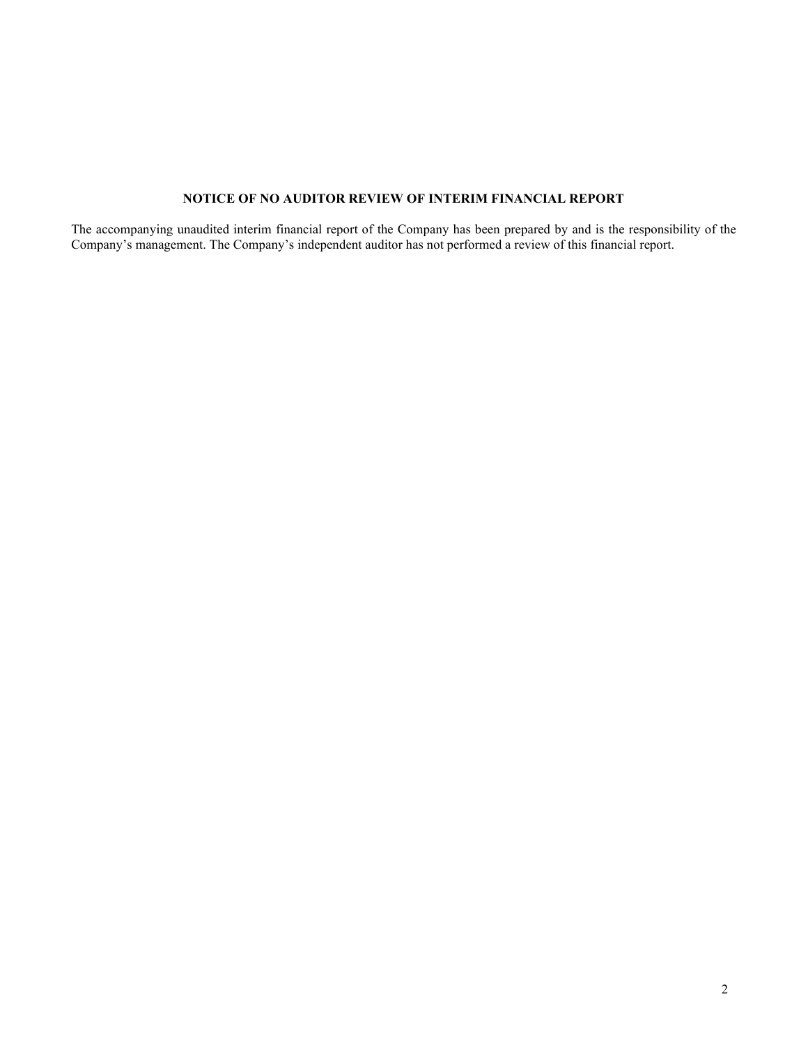## NOTICE OF NO AUDITOR REVIEW OF INTERIM FINANCIAL REPORT

The accompanying unaudited interim financial report of the Company has been prepared by and is the responsibility of the Company's management. The Company's independent auditor has not performed a review of this financial report.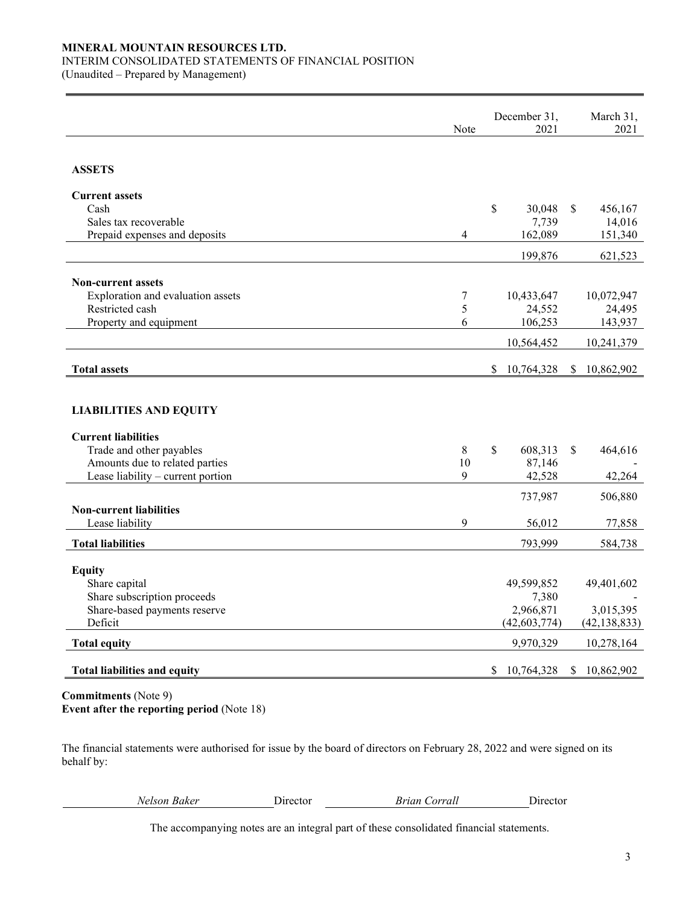**MINERAL MOUNTAIN RESOURCES LTD.**
INTERIM CONSOLIDATED STATEMENTS OF FINANCIAL POSITION
(Unaudited – Prepared by Management)

| | Note | December 31, 2021 | March 31, 2021 |
|---|---|---|---|
| **ASSETS** | | | |
| **Current assets** | | | |
| Cash | | $ 30,048 | $ 456,167 |
| Sales tax recoverable | | 7,739 | 14,016 |
| Prepaid expenses and deposits | 4 | 162,089 | 151,340 |
| | | 199,876 | 621,523 |
| **Non-current assets** | | | |
| Exploration and evaluation assets | 7 | 10,433,647 | 10,072,947 |
| Restricted cash | 5 | 24,552 | 24,495 |
| Property and equipment | 6 | 106,253 | 143,937 |
| | | 10,564,452 | 10,241,379 |
| **Total assets** | | $ 10,764,328 | $ 10,862,902 |
| **LIABILITIES AND EQUITY** | | | |
| **Current liabilities** | | | |
| Trade and other payables | 8 | $ 608,313 | $ 464,616 |
| Amounts due to related parties | 10 | 87,146 | - |
| Lease liability – current portion | 9 | 42,528 | 42,264 |
| | | 737,987 | 506,880 |
| **Non-current liabilities** | | | |
| Lease liability | 9 | 56,012 | 77,858 |
| **Total liabilities** | | 793,999 | 584,738 |
| **Equity** | | | |
| Share capital | | 49,599,852 | 49,401,602 |
| Share subscription proceeds | | 7,380 | - |
| Share-based payments reserve | | 2,966,871 | 3,015,395 |
| Deficit | | (42,603,774) | (42,138,833) |
| **Total equity** | | 9,970,329 | 10,278,164 |
| **Total liabilities and equity** | | $ 10,764,328 | $ 10,862,902 |

**Commitments** (Note 9)
**Event after the reporting period** (Note 18)

The financial statements were authorised for issue by the board of directors on February 28, 2022 and were signed on its behalf by:

*Nelson Baker* Director *Brian Corrall* Director

The accompanying notes are an integral part of these consolidated financial statements.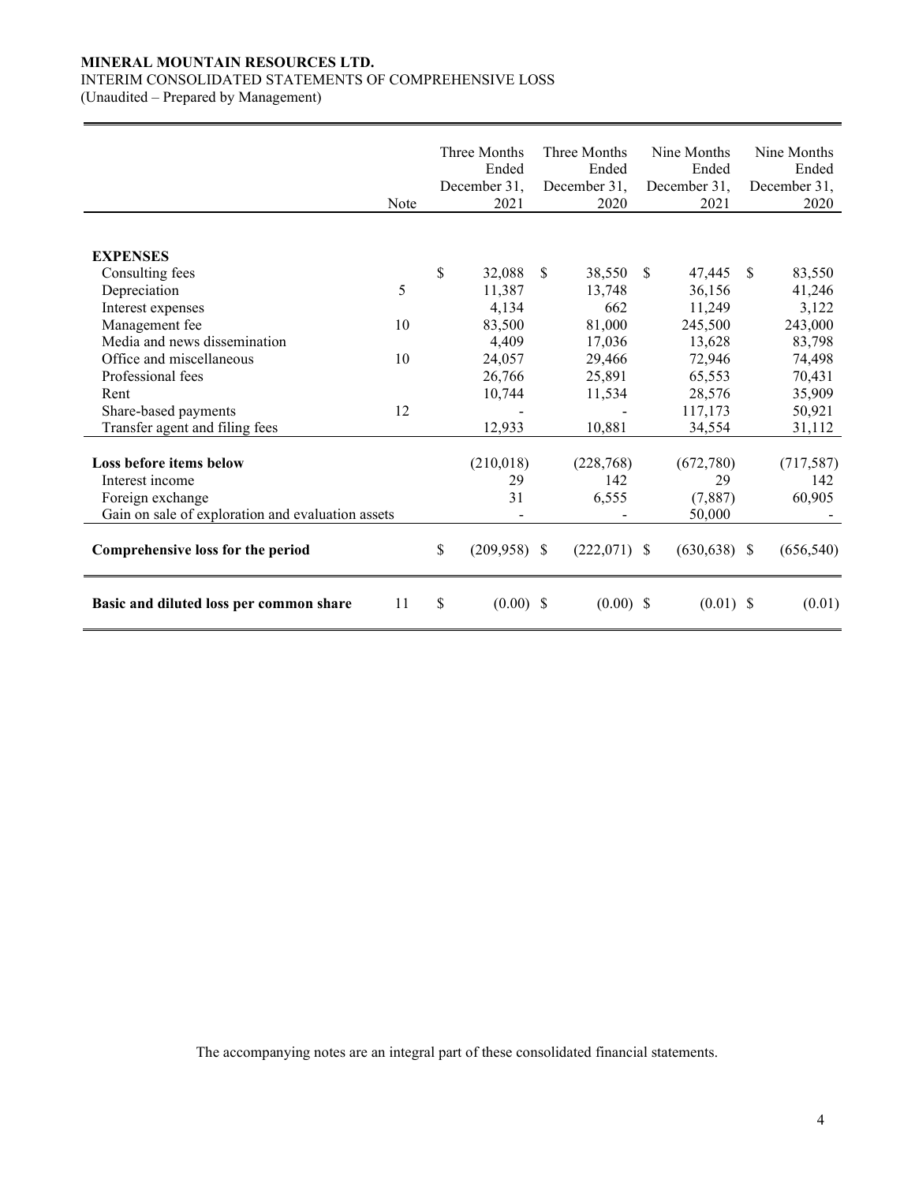**MINERAL MOUNTAIN RESOURCES LTD.**
INTERIM CONSOLIDATED STATEMENTS OF COMPREHENSIVE LOSS
(Unaudited – Prepared by Management)

| | Note | Three Months Ended December 31, 2021 | Three Months Ended December 31, 2020 | Nine Months Ended December 31, 2021 | Nine Months Ended December 31, 2020 |
|---|---|---|---|---|---|
| **EXPENSES** | | | | | |
| Consulting fees | | $ 32,088 | $ 38,550 | $ 47,445 | $ 83,550 |
| Depreciation | 5 | 11,387 | 13,748 | 36,156 | 41,246 |
| Interest expenses | | 4,134 | 662 | 11,249 | 3,122 |
| Management fee | 10 | 83,500 | 81,000 | 245,500 | 243,000 |
| Media and news dissemination | | 4,409 | 17,036 | 13,628 | 83,798 |
| Office and miscellaneous | 10 | 24,057 | 29,466 | 72,946 | 74,498 |
| Professional fees | | 26,766 | 25,891 | 65,553 | 70,431 |
| Rent | | 10,744 | 11,534 | 28,576 | 35,909 |
| Share-based payments | 12 | - | - | 117,173 | 50,921 |
| Transfer agent and filing fees | | 12,933 | 10,881 | 34,554 | 31,112 |
| **Loss before items below** | | (210,018) | (228,768) | (672,780) | (717,587) |
| Interest income | | 29 | 142 | 29 | 142 |
| Foreign exchange | | 31 | 6,555 | (7,887) | 60,905 |
| Gain on sale of exploration and evaluation assets | | - | - | 50,000 | - |
| **Comprehensive loss for the period** | | $ (209,958) | $ (222,071) | $ (630,638) | $ (656,540) |
| **Basic and diluted loss per common share** | 11 | $ (0.00) | $ (0.00) | $ (0.01) | $ (0.01) |

The accompanying notes are an integral part of these consolidated financial statements.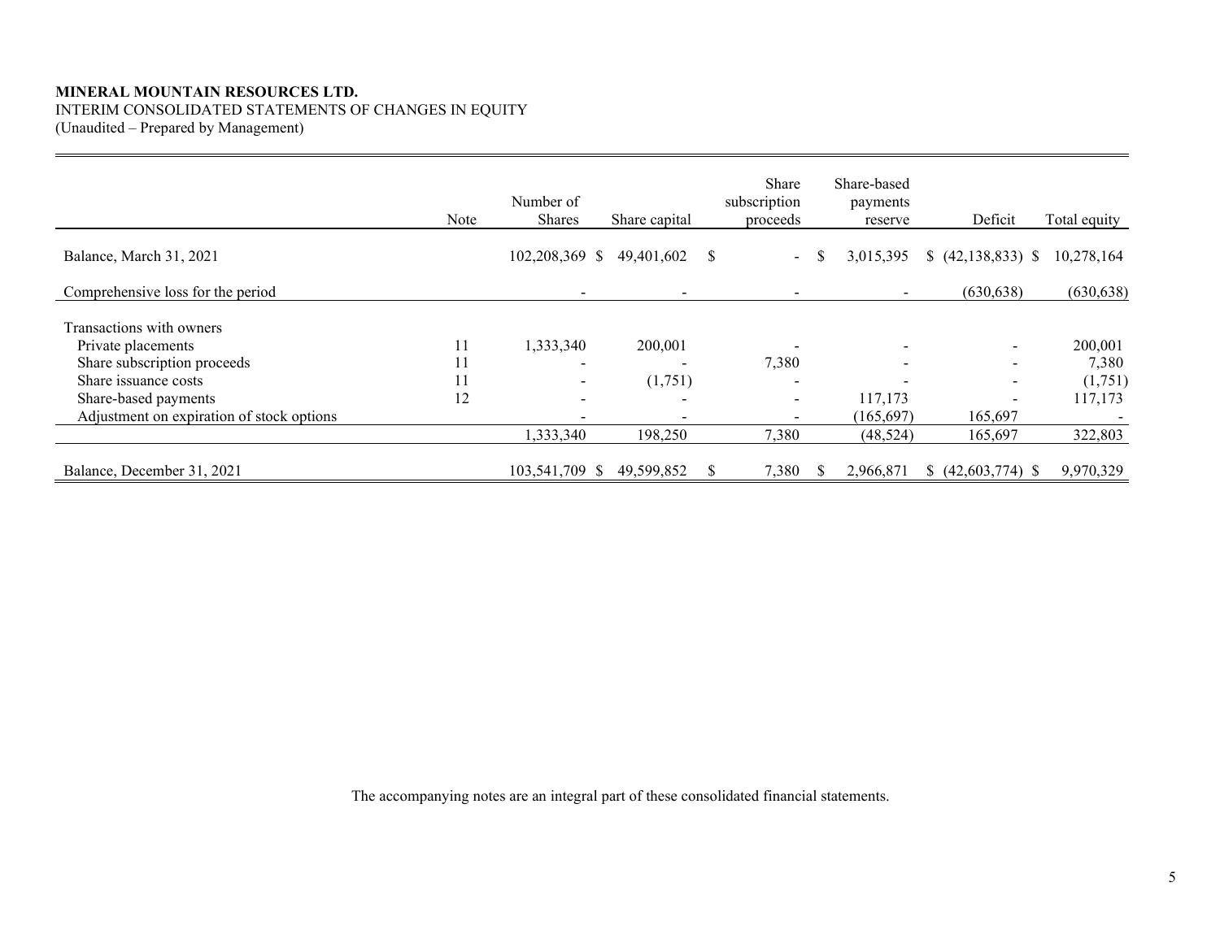**MINERAL MOUNTAIN RESOURCES LTD.**
INTERIM CONSOLIDATED STATEMENTS OF CHANGES IN EQUITY
(Unaudited – Prepared by Management)

| | Note | Number of Shares | Share capital | Share subscription proceeds | Share-based payments reserve | Deficit | Total equity |
|---|---|---|---|---|---|---|---|
| Balance, March 31, 2021 | | 102,208,369 | $ 49,401,602 | $ - | $ 3,015,395 | $ (42,138,833) | $ 10,278,164 |
| Comprehensive loss for the period | | - | - | - | - | (630,638) | (630,638) |
| Transactions with owners | | | | | | | |
| Private placements | 11 | 1,333,340 | 200,001 | - | - | - | 200,001 |
| Share subscription proceeds | 11 | - | - | 7,380 | - | - | 7,380 |
| Share issuance costs | 11 | - | (1,751) | - | - | - | (1,751) |
| Share-based payments | 12 | - | - | - | 117,173 | - | 117,173 |
| Adjustment on expiration of stock options | | - | - | - | (165,697) | 165,697 | - |
| | | 1,333,340 | 198,250 | 7,380 | (48,524) | 165,697 | 322,803 |
| Balance, December 31, 2021 | | 103,541,709 | $ 49,599,852 | $ 7,380 | $ 2,966,871 | $ (42,603,774) | $ 9,970,329 |

The accompanying notes are an integral part of these consolidated financial statements.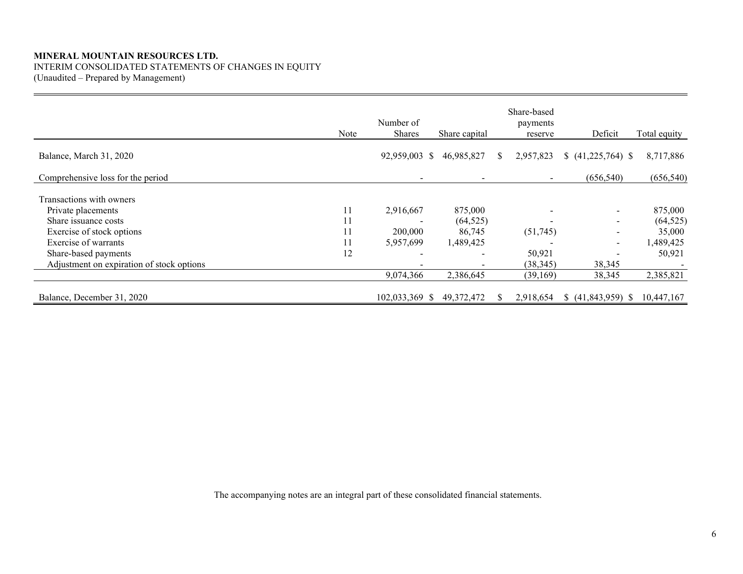**MINERAL MOUNTAIN RESOURCES LTD.**
INTERIM CONSOLIDATED STATEMENTS OF CHANGES IN EQUITY
(Unaudited – Prepared by Management)

| | Note | Number of Shares | Share capital | Share-based payments reserve | Deficit | Total equity |
|---|---|---|---|---|---|---|
| Balance, March 31, 2020 | | 92,959,003 | $ 46,985,827 | $ 2,957,823 | $ (41,225,764) | $ 8,717,886 |
| Comprehensive loss for the period | | - | - | - | (656,540) | (656,540) |
| Transactions with owners | | | | | | |
| Private placements | 11 | 2,916,667 | 875,000 | - | - | 875,000 |
| Share issuance costs | 11 | - | (64,525) | - | - | (64,525) |
| Exercise of stock options | 11 | 200,000 | 86,745 | (51,745) | - | 35,000 |
| Exercise of warrants | 11 | 5,957,699 | 1,489,425 | - | - | 1,489,425 |
| Share-based payments | 12 | - | - | 50,921 | - | 50,921 |
| Adjustment on expiration of stock options | | - | - | (38,345) | 38,345 | - |
| | | 9,074,366 | 2,386,645 | (39,169) | 38,345 | 2,385,821 |
| Balance, December 31, 2020 | | 102,033,369 | $ 49,372,472 | $ 2,918,654 | $ (41,843,959) | $ 10,447,167 |

The accompanying notes are an integral part of these consolidated financial statements.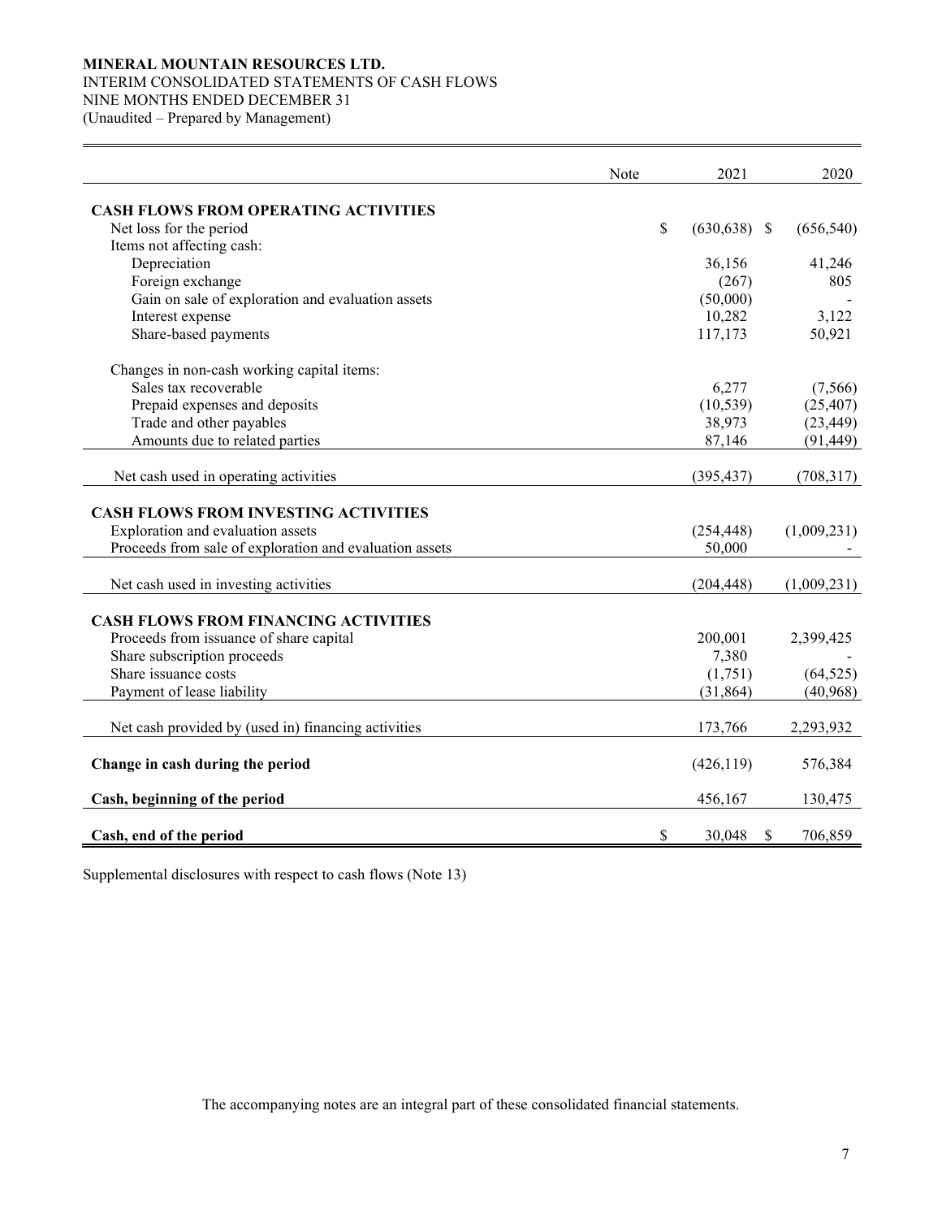**MINERAL MOUNTAIN RESOURCES LTD.**
INTERIM CONSOLIDATED STATEMENTS OF CASH FLOWS
NINE MONTHS ENDED DECEMBER 31
(Unaudited – Prepared by Management)

| | Note | 2021 | 2020 |
|---|---|---|---|
| **CASH FLOWS FROM OPERATING ACTIVITIES** | | | |
| Net loss for the period | | $ (630,638) | $ (656,540) |
| Items not affecting cash: | | | |
| Depreciation | | 36,156 | 41,246 |
| Foreign exchange | | (267) | 805 |
| Gain on sale of exploration and evaluation assets | | (50,000) | - |
| Interest expense | | 10,282 | 3,122 |
| Share-based payments | | 117,173 | 50,921 |
| Changes in non-cash working capital items: | | | |
| Sales tax recoverable | | 6,277 | (7,566) |
| Prepaid expenses and deposits | | (10,539) | (25,407) |
| Trade and other payables | | 38,973 | (23,449) |
| Amounts due to related parties | | 87,146 | (91,449) |
| Net cash used in operating activities | | (395,437) | (708,317) |
| **CASH FLOWS FROM INVESTING ACTIVITIES** | | | |
| Exploration and evaluation assets | | (254,448) | (1,009,231) |
| Proceeds from sale of exploration and evaluation assets | | 50,000 | - |
| Net cash used in investing activities | | (204,448) | (1,009,231) |
| **CASH FLOWS FROM FINANCING ACTIVITIES** | | | |
| Proceeds from issuance of share capital | | 200,001 | 2,399,425 |
| Share subscription proceeds | | 7,380 | - |
| Share issuance costs | | (1,751) | (64,525) |
| Payment of lease liability | | (31,864) | (40,968) |
| Net cash provided by (used in) financing activities | | 173,766 | 2,293,932 |
| **Change in cash during the period** | | (426,119) | 576,384 |
| **Cash, beginning of the period** | | 456,167 | 130,475 |
| **Cash, end of the period** | | $ 30,048 | $ 706,859 |

Supplemental disclosures with respect to cash flows (Note 13)

The accompanying notes are an integral part of these consolidated financial statements.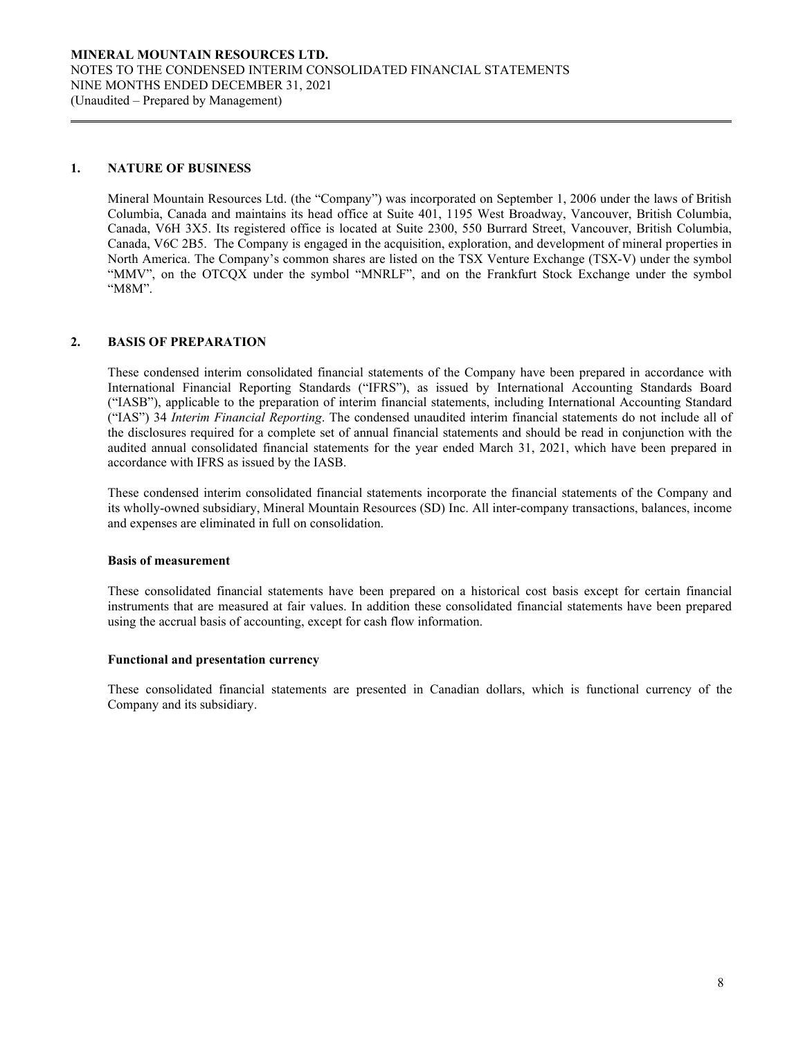## 1. NATURE OF BUSINESS

Mineral Mountain Resources Ltd. (the "Company") was incorporated on September 1, 2006 under the laws of British Columbia, Canada and maintains its head office at Suite 401, 1195 West Broadway, Vancouver, British Columbia, Canada, V6H 3X5. Its registered office is located at Suite 2300, 550 Burrard Street, Vancouver, British Columbia, Canada, V6C 2B5. The Company is engaged in the acquisition, exploration, and development of mineral properties in North America. The Company's common shares are listed on the TSX Venture Exchange (TSX-V) under the symbol "MMV", on the OTCQX under the symbol "MNRLF", and on the Frankfurt Stock Exchange under the symbol "M8M".

## 2. BASIS OF PREPARATION

These condensed interim consolidated financial statements of the Company have been prepared in accordance with International Financial Reporting Standards ("IFRS"), as issued by International Accounting Standards Board ("IASB"), applicable to the preparation of interim financial statements, including International Accounting Standard ("IAS") 34 *Interim Financial Reporting*. The condensed unaudited interim financial statements do not include all of the disclosures required for a complete set of annual financial statements and should be read in conjunction with the audited annual consolidated financial statements for the year ended March 31, 2021, which have been prepared in accordance with IFRS as issued by the IASB.

These condensed interim consolidated financial statements incorporate the financial statements of the Company and its wholly-owned subsidiary, Mineral Mountain Resources (SD) Inc. All inter-company transactions, balances, income and expenses are eliminated in full on consolidation.

### Basis of measurement

These consolidated financial statements have been prepared on a historical cost basis except for certain financial instruments that are measured at fair values. In addition these consolidated financial statements have been prepared using the accrual basis of accounting, except for cash flow information.

### Functional and presentation currency

These consolidated financial statements are presented in Canadian dollars, which is functional currency of the Company and its subsidiary.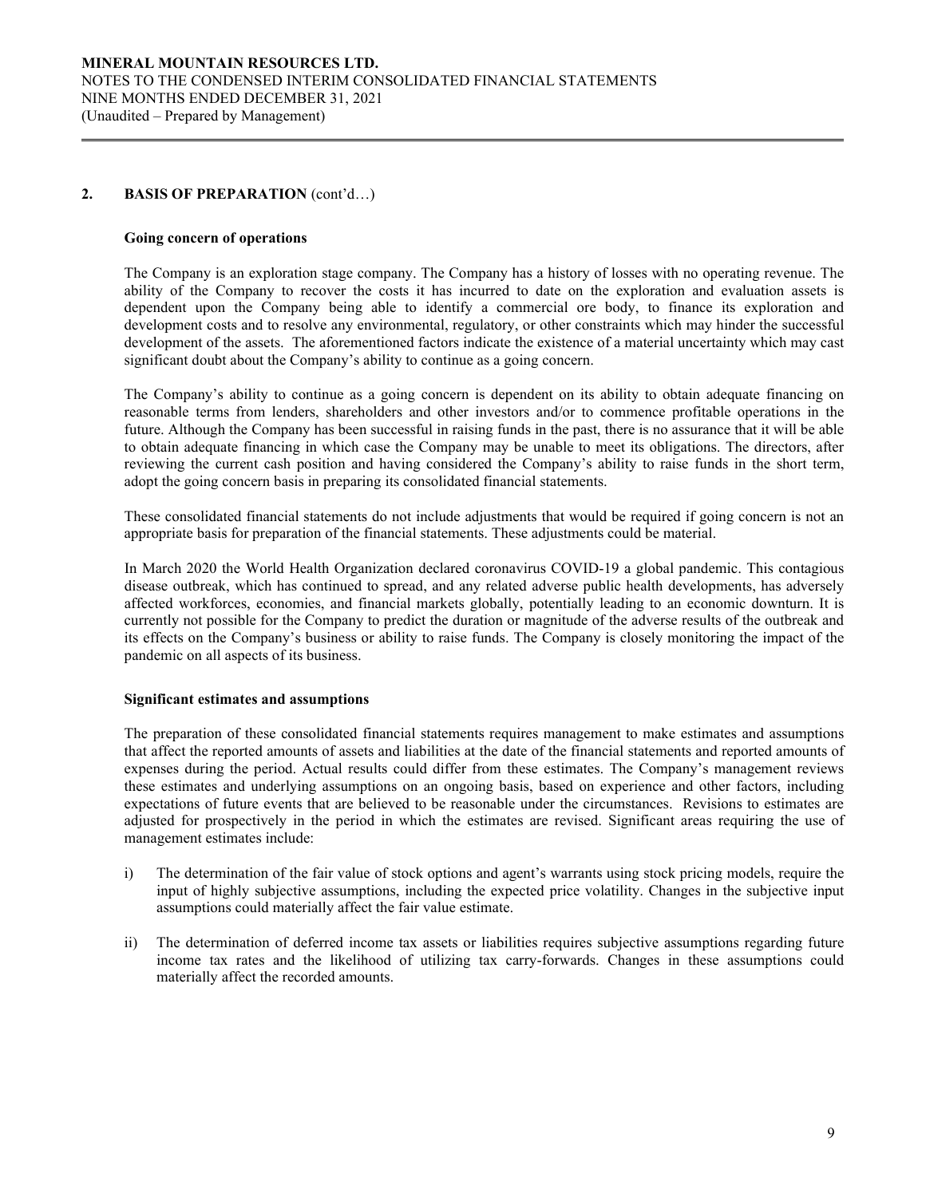## 2. BASIS OF PREPARATION (cont'd…)

### Going concern of operations

The Company is an exploration stage company. The Company has a history of losses with no operating revenue. The ability of the Company to recover the costs it has incurred to date on the exploration and evaluation assets is dependent upon the Company being able to identify a commercial ore body, to finance its exploration and development costs and to resolve any environmental, regulatory, or other constraints which may hinder the successful development of the assets. The aforementioned factors indicate the existence of a material uncertainty which may cast significant doubt about the Company's ability to continue as a going concern.

The Company's ability to continue as a going concern is dependent on its ability to obtain adequate financing on reasonable terms from lenders, shareholders and other investors and/or to commence profitable operations in the future. Although the Company has been successful in raising funds in the past, there is no assurance that it will be able to obtain adequate financing in which case the Company may be unable to meet its obligations. The directors, after reviewing the current cash position and having considered the Company's ability to raise funds in the short term, adopt the going concern basis in preparing its consolidated financial statements.

These consolidated financial statements do not include adjustments that would be required if going concern is not an appropriate basis for preparation of the financial statements. These adjustments could be material.

In March 2020 the World Health Organization declared coronavirus COVID-19 a global pandemic. This contagious disease outbreak, which has continued to spread, and any related adverse public health developments, has adversely affected workforces, economies, and financial markets globally, potentially leading to an economic downturn. It is currently not possible for the Company to predict the duration or magnitude of the adverse results of the outbreak and its effects on the Company's business or ability to raise funds. The Company is closely monitoring the impact of the pandemic on all aspects of its business.

### Significant estimates and assumptions

The preparation of these consolidated financial statements requires management to make estimates and assumptions that affect the reported amounts of assets and liabilities at the date of the financial statements and reported amounts of expenses during the period. Actual results could differ from these estimates. The Company's management reviews these estimates and underlying assumptions on an ongoing basis, based on experience and other factors, including expectations of future events that are believed to be reasonable under the circumstances. Revisions to estimates are adjusted for prospectively in the period in which the estimates are revised. Significant areas requiring the use of management estimates include:

i) The determination of the fair value of stock options and agent's warrants using stock pricing models, require the input of highly subjective assumptions, including the expected price volatility. Changes in the subjective input assumptions could materially affect the fair value estimate.

ii) The determination of deferred income tax assets or liabilities requires subjective assumptions regarding future income tax rates and the likelihood of utilizing tax carry-forwards. Changes in these assumptions could materially affect the recorded amounts.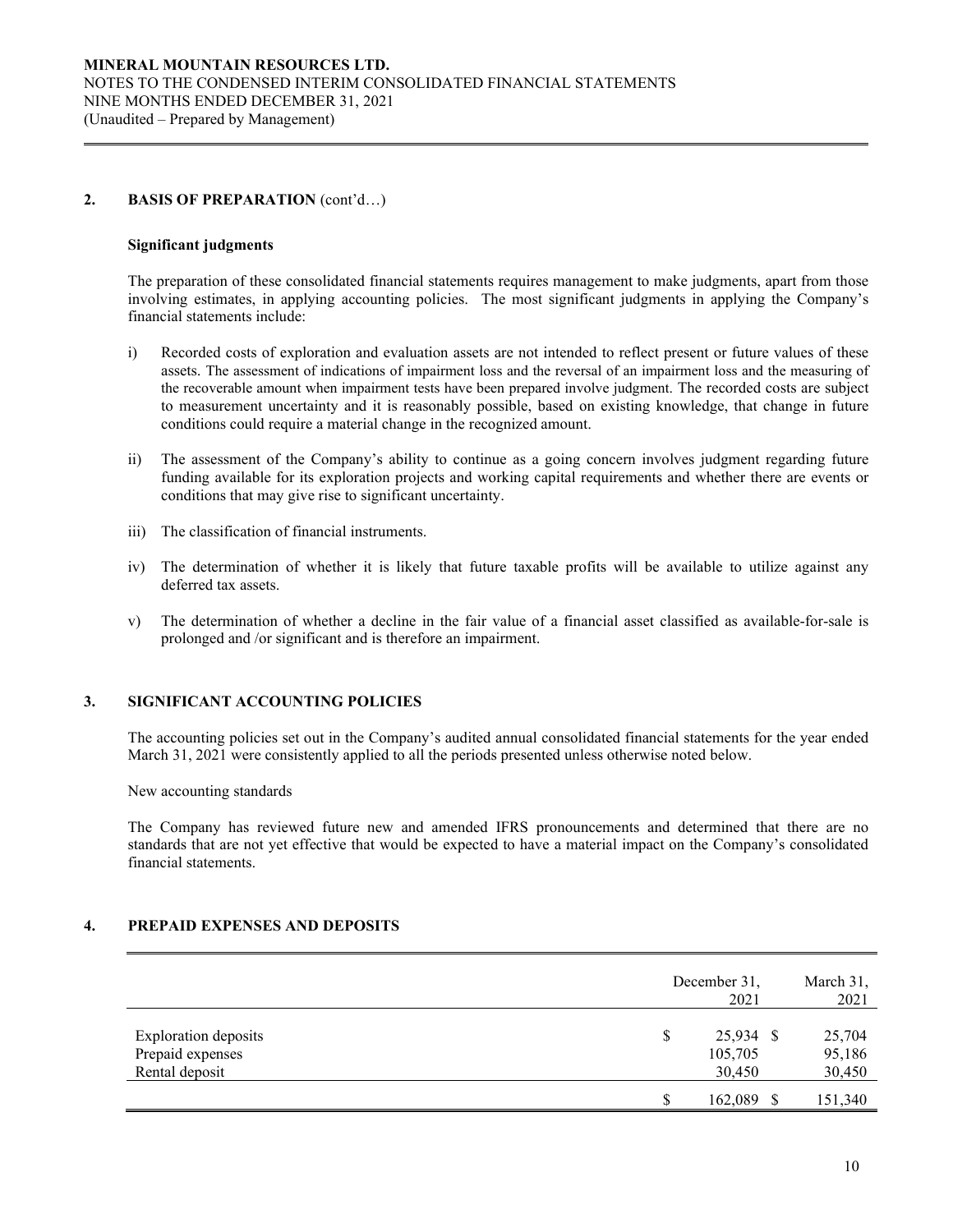## 2. BASIS OF PREPARATION (cont'd…)

**Significant judgments**

The preparation of these consolidated financial statements requires management to make judgments, apart from those involving estimates, in applying accounting policies. The most significant judgments in applying the Company's financial statements include:

i) Recorded costs of exploration and evaluation assets are not intended to reflect present or future values of these assets. The assessment of indications of impairment loss and the reversal of an impairment loss and the measuring of the recoverable amount when impairment tests have been prepared involve judgment. The recorded costs are subject to measurement uncertainty and it is reasonably possible, based on existing knowledge, that change in future conditions could require a material change in the recognized amount.

ii) The assessment of the Company's ability to continue as a going concern involves judgment regarding future funding available for its exploration projects and working capital requirements and whether there are events or conditions that may give rise to significant uncertainty.

iii) The classification of financial instruments.

iv) The determination of whether it is likely that future taxable profits will be available to utilize against any deferred tax assets.

v) The determination of whether a decline in the fair value of a financial asset classified as available-for-sale is prolonged and /or significant and is therefore an impairment.

## 3. SIGNIFICANT ACCOUNTING POLICIES

The accounting policies set out in the Company's audited annual consolidated financial statements for the year ended March 31, 2021 were consistently applied to all the periods presented unless otherwise noted below.

New accounting standards

The Company has reviewed future new and amended IFRS pronouncements and determined that there are no standards that are not yet effective that would be expected to have a material impact on the Company's consolidated financial statements.

## 4. PREPAID EXPENSES AND DEPOSITS

| | December 31, 2021 | March 31, 2021 |
|---|---|---|
| Exploration deposits | $ 25,934 | $ 25,704 |
| Prepaid expenses | 105,705 | 95,186 |
| Rental deposit | 30,450 | 30,450 |
| | $ 162,089 | $ 151,340 |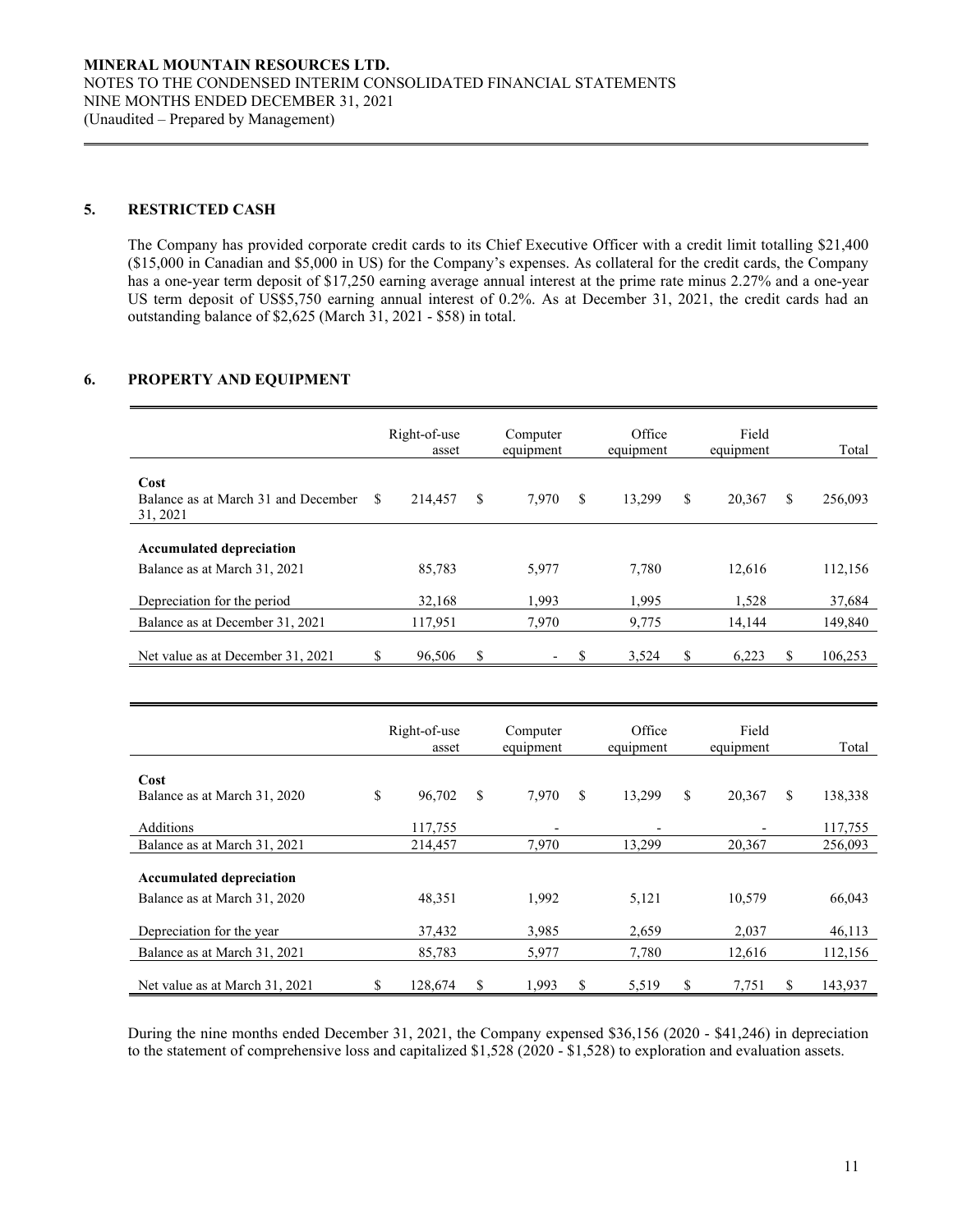MINERAL MOUNTAIN RESOURCES LTD.
NOTES TO THE CONDENSED INTERIM CONSOLIDATED FINANCIAL STATEMENTS
NINE MONTHS ENDED DECEMBER 31, 2021
(Unaudited – Prepared by Management)

## 5. RESTRICTED CASH

The Company has provided corporate credit cards to its Chief Executive Officer with a credit limit totalling $21,400 ($15,000 in Canadian and $5,000 in US) for the Company's expenses. As collateral for the credit cards, the Company has a one-year term deposit of $17,250 earning average annual interest at the prime rate minus 2.27% and a one-year US term deposit of US$5,750 earning annual interest of 0.2%. As at December 31, 2021, the credit cards had an outstanding balance of $2,625 (March 31, 2021 - $58) in total.

## 6. PROPERTY AND EQUIPMENT

| | Right-of-use asset | Computer equipment | Office equipment | Field equipment | Total |
|---|---|---|---|---|---|
| **Cost** | | | | | |
| Balance as at March 31 and December 31, 2021 | $ 214,457 | $ 7,970 | $ 13,299 | $ 20,367 | $ 256,093 |
| **Accumulated depreciation** | | | | | |
| Balance as at March 31, 2021 | 85,783 | 5,977 | 7,780 | 12,616 | 112,156 |
| Depreciation for the period | 32,168 | 1,993 | 1,995 | 1,528 | 37,684 |
| Balance as at December 31, 2021 | 117,951 | 7,970 | 9,775 | 14,144 | 149,840 |
| Net value as at December 31, 2021 | $ 96,506 | $ - | $ 3,524 | $ 6,223 | $ 106,253 |

| | Right-of-use asset | Computer equipment | Office equipment | Field equipment | Total |
|---|---|---|---|---|---|
| **Cost** | | | | | |
| Balance as at March 31, 2020 | $ 96,702 | $ 7,970 | $ 13,299 | $ 20,367 | $ 138,338 |
| Additions | 117,755 | - | - | - | 117,755 |
| Balance as at March 31, 2021 | 214,457 | 7,970 | 13,299 | 20,367 | 256,093 |
| **Accumulated depreciation** | | | | | |
| Balance as at March 31, 2020 | 48,351 | 1,992 | 5,121 | 10,579 | 66,043 |
| Depreciation for the year | 37,432 | 3,985 | 2,659 | 2,037 | 46,113 |
| Balance as at March 31, 2021 | 85,783 | 5,977 | 7,780 | 12,616 | 112,156 |
| Net value as at March 31, 2021 | $ 128,674 | $ 1,993 | $ 5,519 | $ 7,751 | $ 143,937 |

During the nine months ended December 31, 2021, the Company expensed $36,156 (2020 - $41,246) in depreciation to the statement of comprehensive loss and capitalized $1,528 (2020 - $1,528) to exploration and evaluation assets.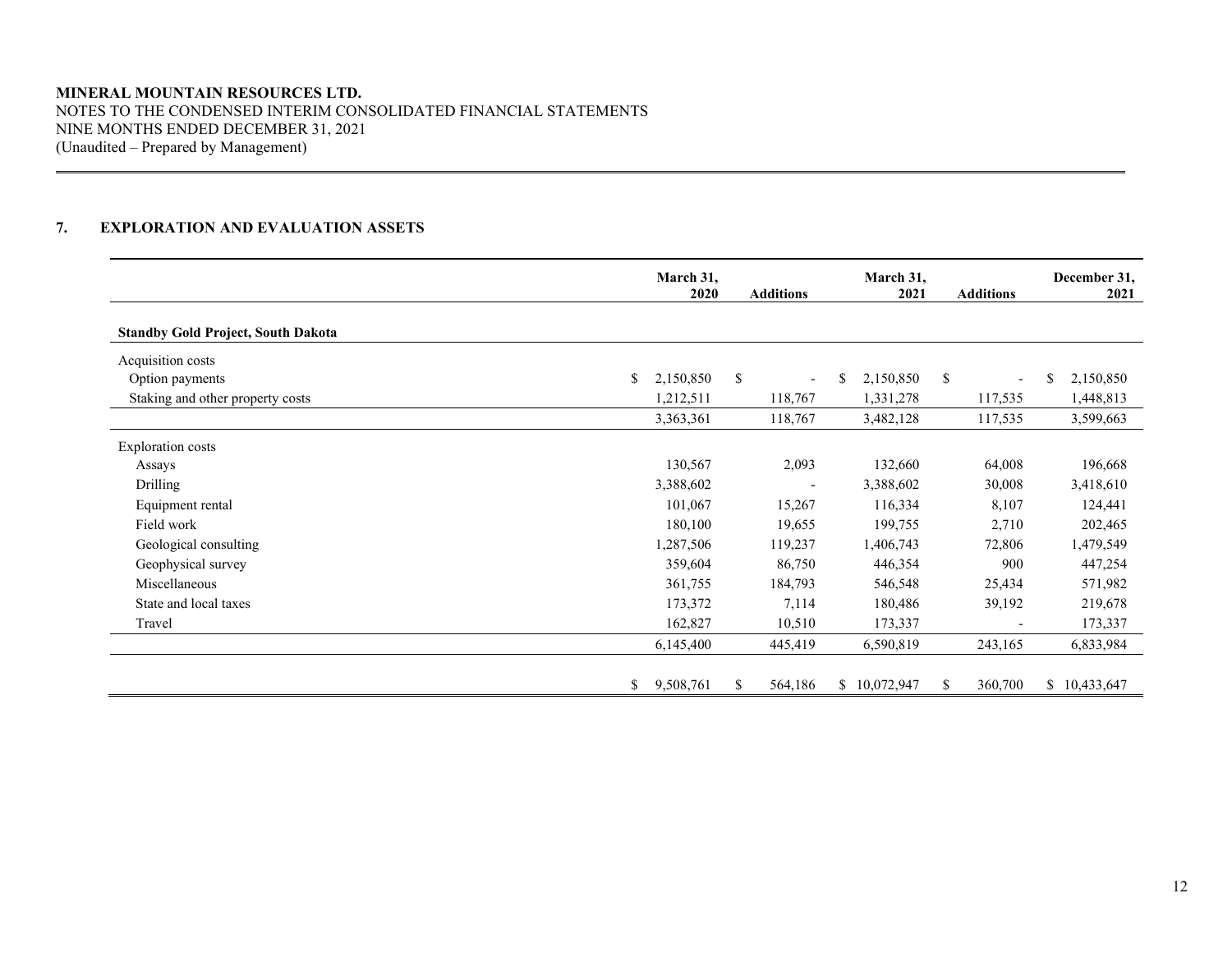**MINERAL MOUNTAIN RESOURCES LTD.**
NOTES TO THE CONDENSED INTERIM CONSOLIDATED FINANCIAL STATEMENTS
NINE MONTHS ENDED DECEMBER 31, 2021
(Unaudited – Prepared by Management)

## 7. EXPLORATION AND EVALUATION ASSETS

| | March 31, 2020 | Additions | March 31, 2021 | Additions | December 31, 2021 |
|---|---|---|---|---|---|
| **Standby Gold Project, South Dakota** | | | | | |
| Acquisition costs | | | | | |
| Option payments | $ 2,150,850 | $ - | $ 2,150,850 | $ - | $ 2,150,850 |
| Staking and other property costs | 1,212,511 | 118,767 | 1,331,278 | 117,535 | 1,448,813 |
| | 3,363,361 | 118,767 | 3,482,128 | 117,535 | 3,599,663 |
| Exploration costs | | | | | |
| Assays | 130,567 | 2,093 | 132,660 | 64,008 | 196,668 |
| Drilling | 3,388,602 | - | 3,388,602 | 30,008 | 3,418,610 |
| Equipment rental | 101,067 | 15,267 | 116,334 | 8,107 | 124,441 |
| Field work | 180,100 | 19,655 | 199,755 | 2,710 | 202,465 |
| Geological consulting | 1,287,506 | 119,237 | 1,406,743 | 72,806 | 1,479,549 |
| Geophysical survey | 359,604 | 86,750 | 446,354 | 900 | 447,254 |
| Miscellaneous | 361,755 | 184,793 | 546,548 | 25,434 | 571,982 |
| State and local taxes | 173,372 | 7,114 | 180,486 | 39,192 | 219,678 |
| Travel | 162,827 | 10,510 | 173,337 | - | 173,337 |
| | 6,145,400 | 445,419 | 6,590,819 | 243,165 | 6,833,984 |
| | $ 9,508,761 | $ 564,186 | $ 10,072,947 | $ 360,700 | $ 10,433,647 |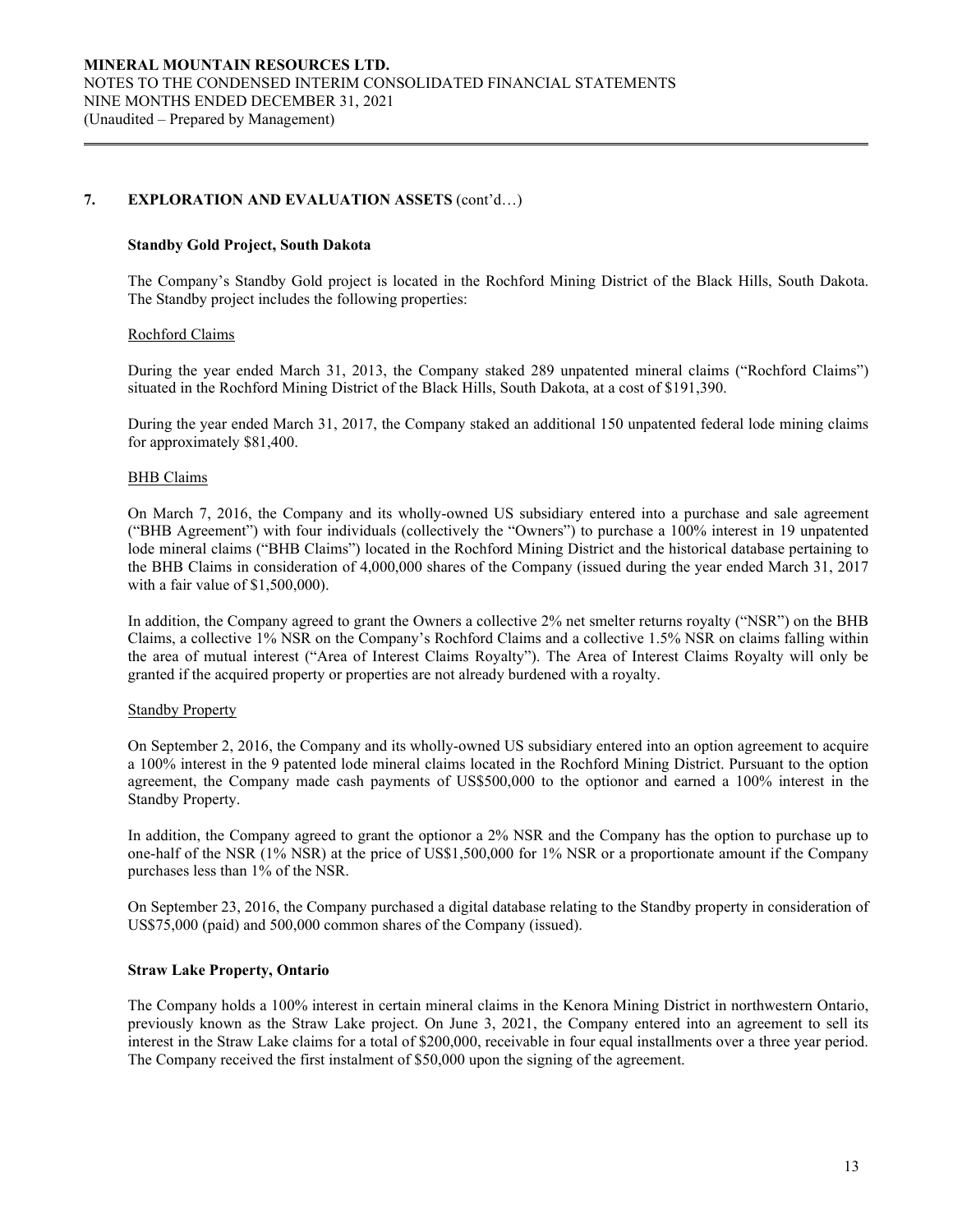## 7. EXPLORATION AND EVALUATION ASSETS (cont'd…)

### Standby Gold Project, South Dakota

The Company's Standby Gold project is located in the Rochford Mining District of the Black Hills, South Dakota. The Standby project includes the following properties:

#### Rochford Claims

During the year ended March 31, 2013, the Company staked 289 unpatented mineral claims ("Rochford Claims") situated in the Rochford Mining District of the Black Hills, South Dakota, at a cost of $191,390.

During the year ended March 31, 2017, the Company staked an additional 150 unpatented federal lode mining claims for approximately $81,400.

#### BHB Claims

On March 7, 2016, the Company and its wholly-owned US subsidiary entered into a purchase and sale agreement ("BHB Agreement") with four individuals (collectively the "Owners") to purchase a 100% interest in 19 unpatented lode mineral claims ("BHB Claims") located in the Rochford Mining District and the historical database pertaining to the BHB Claims in consideration of 4,000,000 shares of the Company (issued during the year ended March 31, 2017 with a fair value of $1,500,000).

In addition, the Company agreed to grant the Owners a collective 2% net smelter returns royalty ("NSR") on the BHB Claims, a collective 1% NSR on the Company's Rochford Claims and a collective 1.5% NSR on claims falling within the area of mutual interest ("Area of Interest Claims Royalty"). The Area of Interest Claims Royalty will only be granted if the acquired property or properties are not already burdened with a royalty.

#### Standby Property

On September 2, 2016, the Company and its wholly-owned US subsidiary entered into an option agreement to acquire a 100% interest in the 9 patented lode mineral claims located in the Rochford Mining District. Pursuant to the option agreement, the Company made cash payments of US$500,000 to the optionor and earned a 100% interest in the Standby Property.

In addition, the Company agreed to grant the optionor a 2% NSR and the Company has the option to purchase up to one-half of the NSR (1% NSR) at the price of US$1,500,000 for 1% NSR or a proportionate amount if the Company purchases less than 1% of the NSR.

On September 23, 2016, the Company purchased a digital database relating to the Standby property in consideration of US$75,000 (paid) and 500,000 common shares of the Company (issued).

### Straw Lake Property, Ontario

The Company holds a 100% interest in certain mineral claims in the Kenora Mining District in northwestern Ontario, previously known as the Straw Lake project. On June 3, 2021, the Company entered into an agreement to sell its interest in the Straw Lake claims for a total of $200,000, receivable in four equal installments over a three year period. The Company received the first instalment of $50,000 upon the signing of the agreement.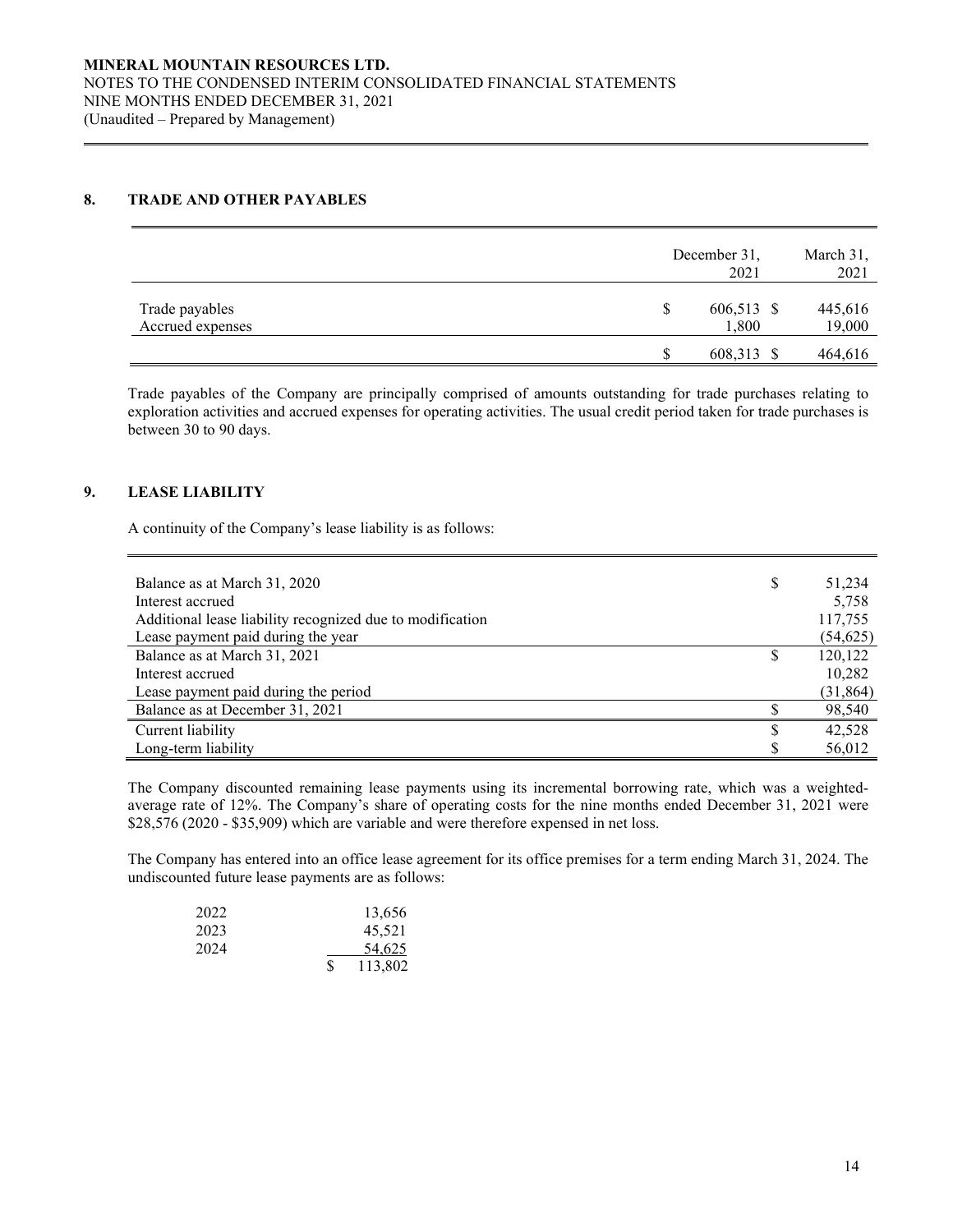**MINERAL MOUNTAIN RESOURCES LTD.**
NOTES TO THE CONDENSED INTERIM CONSOLIDATED FINANCIAL STATEMENTS
NINE MONTHS ENDED DECEMBER 31, 2021
(Unaudited – Prepared by Management)

## 8. TRADE AND OTHER PAYABLES

| | December 31, 2021 | March 31, 2021 |
|---|---|---|
| Trade payables | $ 606,513 | $ 445,616 |
| Accrued expenses | 1,800 | 19,000 |
| | $ 608,313 | $ 464,616 |

Trade payables of the Company are principally comprised of amounts outstanding for trade purchases relating to exploration activities and accrued expenses for operating activities. The usual credit period taken for trade purchases is between 30 to 90 days.

## 9. LEASE LIABILITY

A continuity of the Company's lease liability is as follows:

| | |
|---|---|
| Balance as at March 31, 2020 | $ 51,234 |
| Interest accrued | 5,758 |
| Additional lease liability recognized due to modification | 117,755 |
| Lease payment paid during the year | (54,625) |
| Balance as at March 31, 2021 | $ 120,122 |
| Interest accrued | 10,282 |
| Lease payment paid during the period | (31,864) |
| Balance as at December 31, 2021 | $ 98,540 |
| Current liability | $ 42,528 |
| Long-term liability | $ 56,012 |

The Company discounted remaining lease payments using its incremental borrowing rate, which was a weighted-average rate of 12%. The Company's share of operating costs for the nine months ended December 31, 2021 were $28,576 (2020 - $35,909) which are variable and were therefore expensed in net loss.

The Company has entered into an office lease agreement for its office premises for a term ending March 31, 2024. The undiscounted future lease payments are as follows:

| | |
|---|---|
| 2022 | 13,656 |
| 2023 | 45,521 |
| 2024 | 54,625 |
| | $ 113,802 |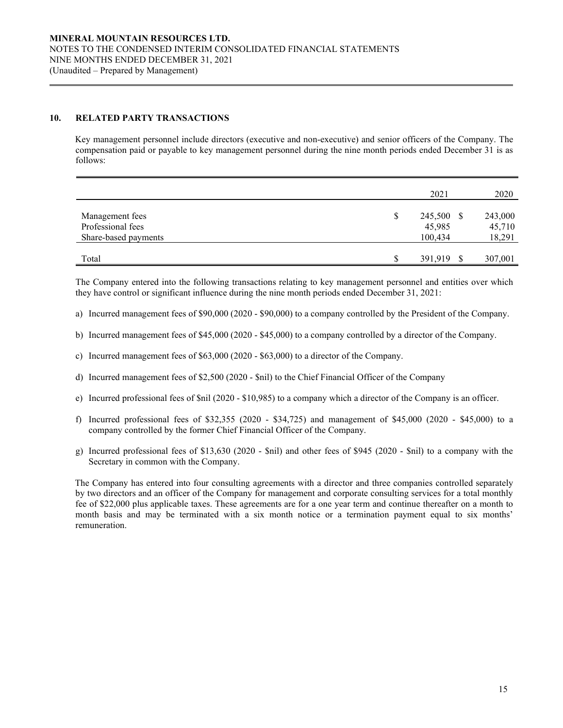## 10. RELATED PARTY TRANSACTIONS

Key management personnel include directors (executive and non-executive) and senior officers of the Company. The compensation paid or payable to key management personnel during the nine month periods ended December 31 is as follows:

| | 2021 | 2020 |
|---|---|---|
| Management fees | $ 245,500 | $ 243,000 |
| Professional fees | 45,985 | 45,710 |
| Share-based payments | 100,434 | 18,291 |
| Total | $ 391,919 | $ 307,001 |

The Company entered into the following transactions relating to key management personnel and entities over which they have control or significant influence during the nine month periods ended December 31, 2021:

a) Incurred management fees of $90,000 (2020 - $90,000) to a company controlled by the President of the Company.

b) Incurred management fees of $45,000 (2020 - $45,000) to a company controlled by a director of the Company.

c) Incurred management fees of $63,000 (2020 - $63,000) to a director of the Company.

d) Incurred management fees of $2,500 (2020 - $nil) to the Chief Financial Officer of the Company

e) Incurred professional fees of $nil (2020 - $10,985) to a company which a director of the Company is an officer.

f) Incurred professional fees of $32,355 (2020 - $34,725) and management of $45,000 (2020 - $45,000) to a company controlled by the former Chief Financial Officer of the Company.

g) Incurred professional fees of $13,630 (2020 - $nil) and other fees of $945 (2020 - $nil) to a company with the Secretary in common with the Company.

The Company has entered into four consulting agreements with a director and three companies controlled separately by two directors and an officer of the Company for management and corporate consulting services for a total monthly fee of $22,000 plus applicable taxes. These agreements are for a one year term and continue thereafter on a month to month basis and may be terminated with a six month notice or a termination payment equal to six months' remuneration.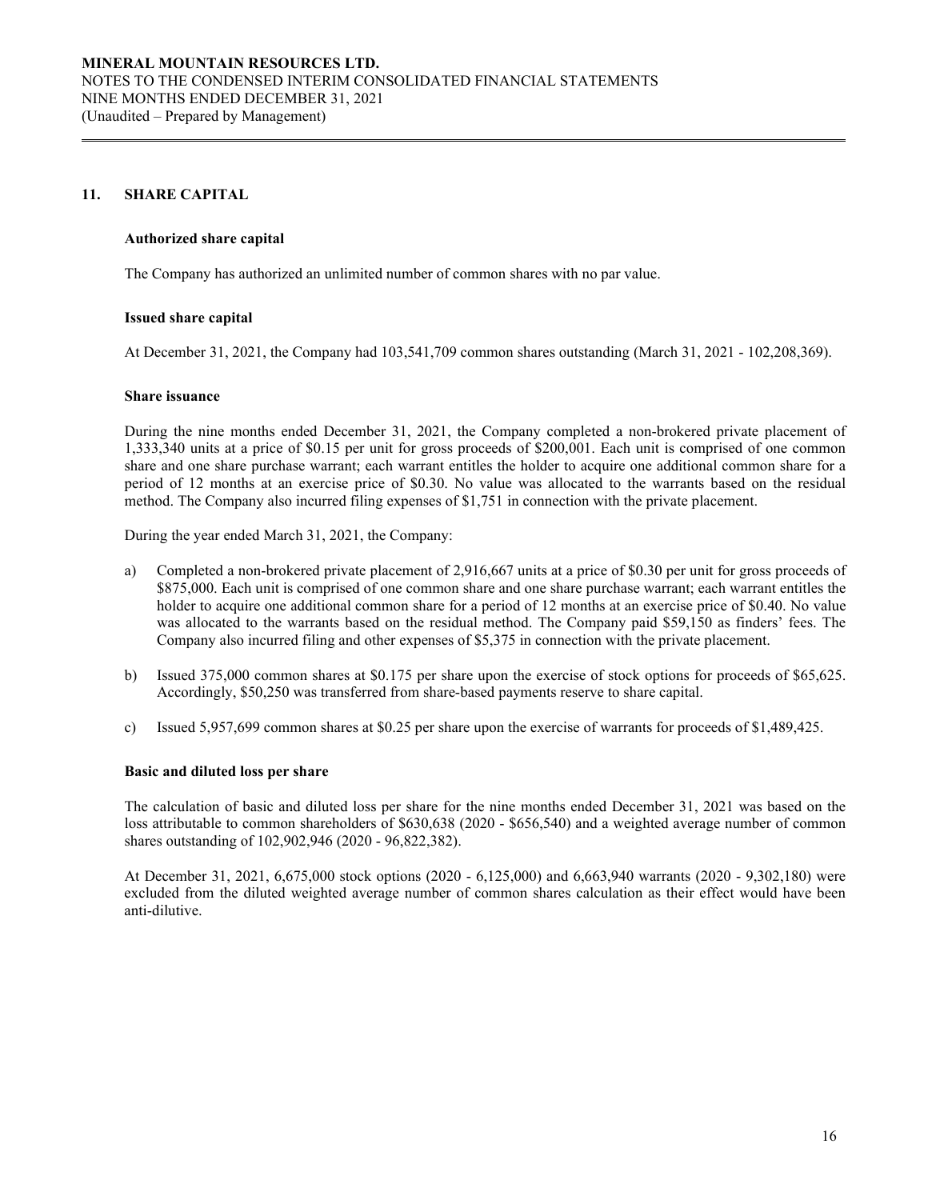## 11. SHARE CAPITAL

### Authorized share capital

The Company has authorized an unlimited number of common shares with no par value.

### Issued share capital

At December 31, 2021, the Company had 103,541,709 common shares outstanding (March 31, 2021 - 102,208,369).

### Share issuance

During the nine months ended December 31, 2021, the Company completed a non-brokered private placement of 1,333,340 units at a price of $0.15 per unit for gross proceeds of $200,001. Each unit is comprised of one common share and one share purchase warrant; each warrant entitles the holder to acquire one additional common share for a period of 12 months at an exercise price of $0.30. No value was allocated to the warrants based on the residual method. The Company also incurred filing expenses of $1,751 in connection with the private placement.

During the year ended March 31, 2021, the Company:

a) Completed a non-brokered private placement of 2,916,667 units at a price of $0.30 per unit for gross proceeds of $875,000. Each unit is comprised of one common share and one share purchase warrant; each warrant entitles the holder to acquire one additional common share for a period of 12 months at an exercise price of $0.40. No value was allocated to the warrants based on the residual method. The Company paid $59,150 as finders' fees. The Company also incurred filing and other expenses of $5,375 in connection with the private placement.

b) Issued 375,000 common shares at $0.175 per share upon the exercise of stock options for proceeds of $65,625. Accordingly, $50,250 was transferred from share-based payments reserve to share capital.

c) Issued 5,957,699 common shares at $0.25 per share upon the exercise of warrants for proceeds of $1,489,425.

### Basic and diluted loss per share

The calculation of basic and diluted loss per share for the nine months ended December 31, 2021 was based on the loss attributable to common shareholders of $630,638 (2020 - $656,540) and a weighted average number of common shares outstanding of 102,902,946 (2020 - 96,822,382).

At December 31, 2021, 6,675,000 stock options (2020 - 6,125,000) and 6,663,940 warrants (2020 - 9,302,180) were excluded from the diluted weighted average number of common shares calculation as their effect would have been anti-dilutive.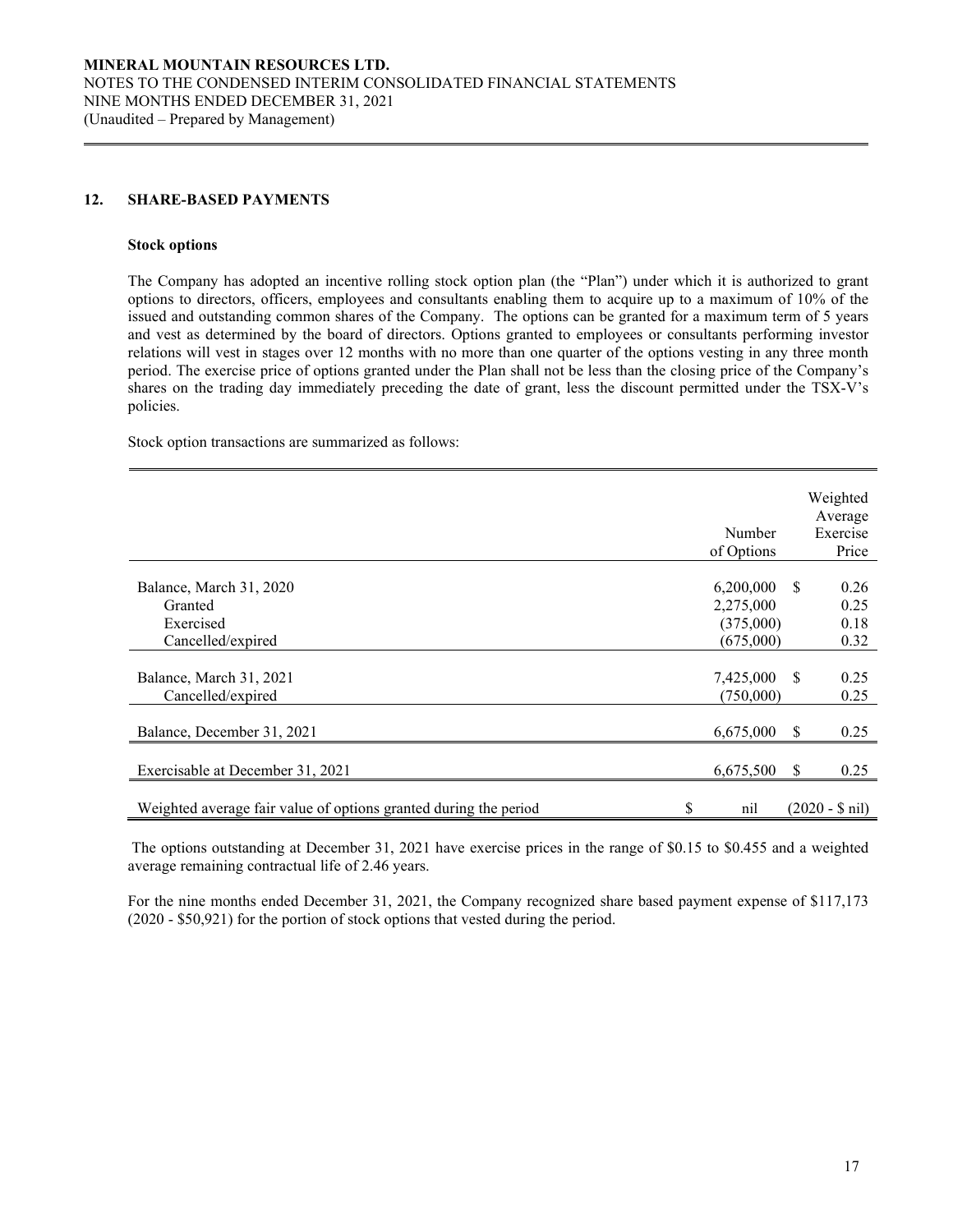## 12. SHARE-BASED PAYMENTS

### Stock options

The Company has adopted an incentive rolling stock option plan (the "Plan") under which it is authorized to grant options to directors, officers, employees and consultants enabling them to acquire up to a maximum of 10% of the issued and outstanding common shares of the Company. The options can be granted for a maximum term of 5 years and vest as determined by the board of directors. Options granted to employees or consultants performing investor relations will vest in stages over 12 months with no more than one quarter of the options vesting in any three month period. The exercise price of options granted under the Plan shall not be less than the closing price of the Company's shares on the trading day immediately preceding the date of grant, less the discount permitted under the TSX-V's policies.

Stock option transactions are summarized as follows:

| | Number of Options | Weighted Average Exercise Price |
|---|---|---|
| Balance, March 31, 2020 | 6,200,000 | $ 0.26 |
| Granted | 2,275,000 | 0.25 |
| Exercised | (375,000) | 0.18 |
| Cancelled/expired | (675,000) | 0.32 |
| Balance, March 31, 2021 | 7,425,000 | $ 0.25 |
| Cancelled/expired | (750,000) | 0.25 |
| Balance, December 31, 2021 | 6,675,000 | $ 0.25 |
| Exercisable at December 31, 2021 | 6,675,500 | $ 0.25 |
| Weighted average fair value of options granted during the period | $ nil | (2020 - $ nil) |

The options outstanding at December 31, 2021 have exercise prices in the range of $0.15 to $0.455 and a weighted average remaining contractual life of 2.46 years.

For the nine months ended December 31, 2021, the Company recognized share based payment expense of $117,173 (2020 - $50,921) for the portion of stock options that vested during the period.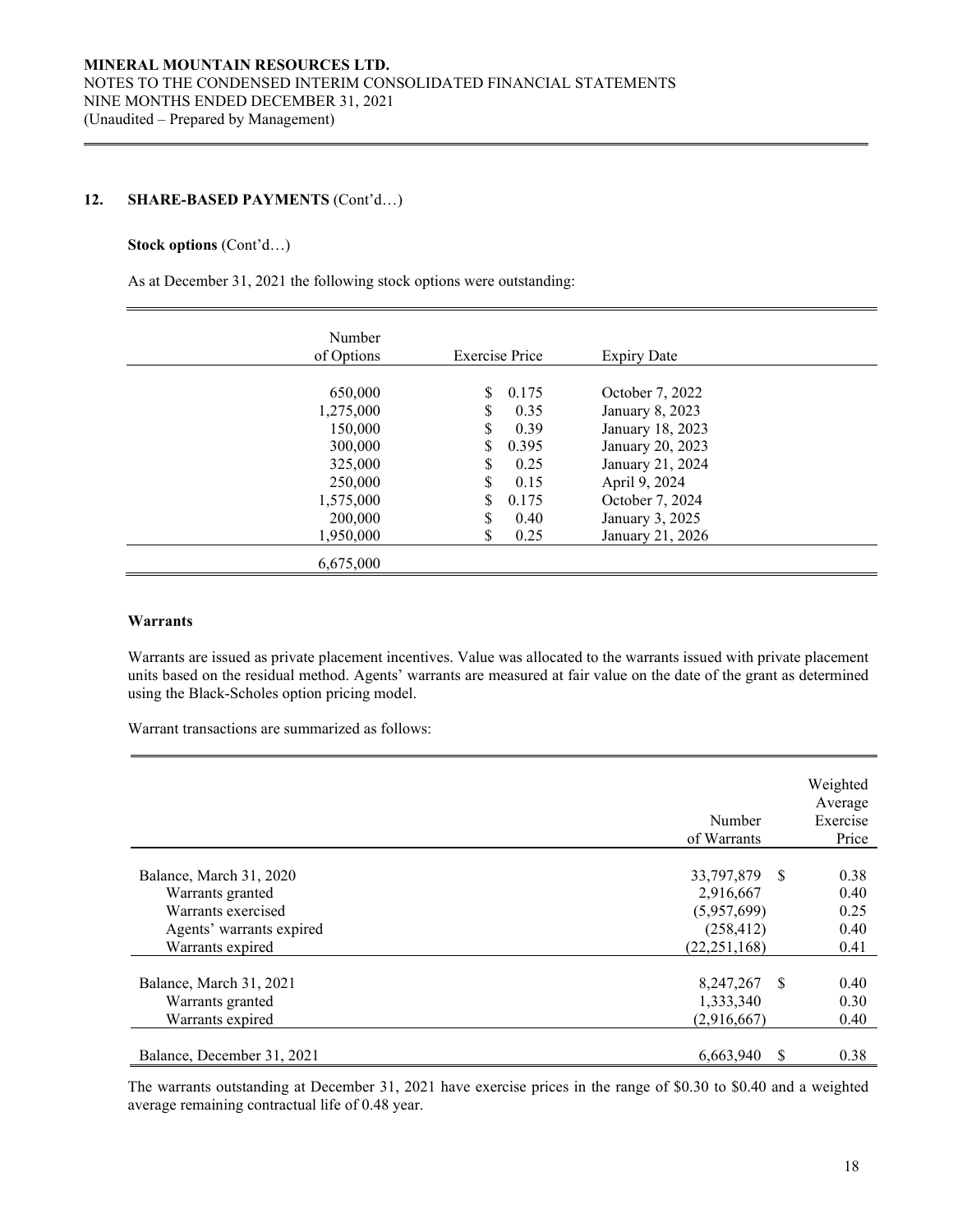## 12. SHARE-BASED PAYMENTS (Cont'd…)

**Stock options** (Cont'd…)

As at December 31, 2021 the following stock options were outstanding:

| Number of Options | Exercise Price | Expiry Date |
|---|---|---|
| 650,000 | $ 0.175 | October 7, 2022 |
| 1,275,000 | $ 0.35 | January 8, 2023 |
| 150,000 | $ 0.39 | January 18, 2023 |
| 300,000 | $ 0.395 | January 20, 2023 |
| 325,000 | $ 0.25 | January 21, 2024 |
| 250,000 | $ 0.15 | April 9, 2024 |
| 1,575,000 | $ 0.175 | October 7, 2024 |
| 200,000 | $ 0.40 | January 3, 2025 |
| 1,950,000 | $ 0.25 | January 21, 2026 |
| 6,675,000 | | |

**Warrants**

Warrants are issued as private placement incentives. Value was allocated to the warrants issued with private placement units based on the residual method. Agents' warrants are measured at fair value on the date of the grant as determined using the Black-Scholes option pricing model.

Warrant transactions are summarized as follows:

| | Number of Warrants | Weighted Average Exercise Price |
|---|---|---|
| Balance, March 31, 2020 | 33,797,879 | $ 0.38 |
| Warrants granted | 2,916,667 | 0.40 |
| Warrants exercised | (5,957,699) | 0.25 |
| Agents' warrants expired | (258,412) | 0.40 |
| Warrants expired | (22,251,168) | 0.41 |
| Balance, March 31, 2021 | 8,247,267 | $ 0.40 |
| Warrants granted | 1,333,340 | 0.30 |
| Warrants expired | (2,916,667) | 0.40 |
| Balance, December 31, 2021 | 6,663,940 | $ 0.38 |

The warrants outstanding at December 31, 2021 have exercise prices in the range of $0.30 to $0.40 and a weighted average remaining contractual life of 0.48 year.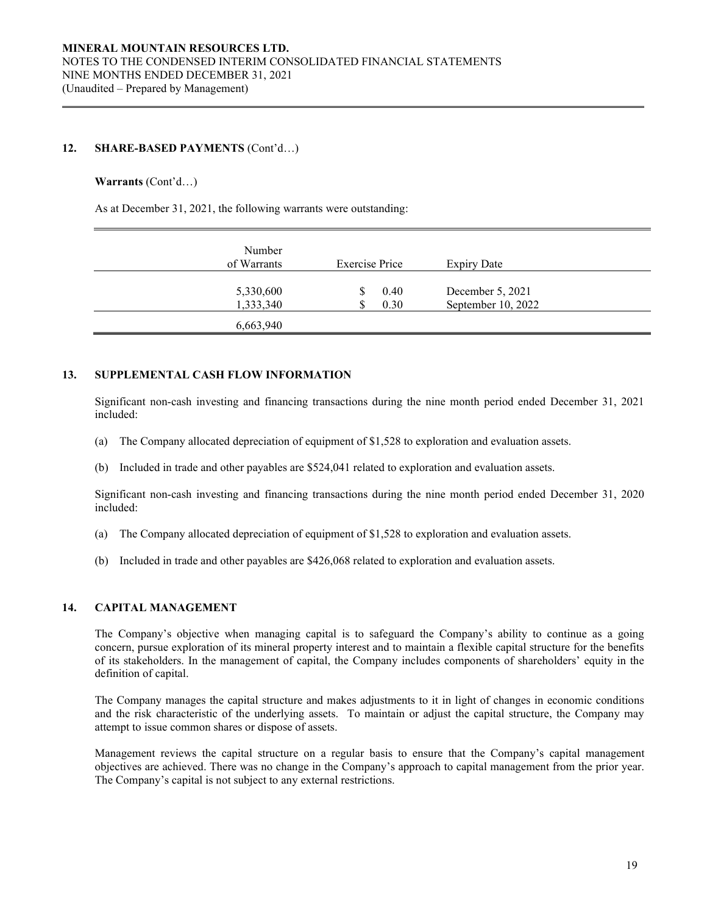## 12. SHARE-BASED PAYMENTS (Cont'd…)

**Warrants** (Cont'd…)

As at December 31, 2021, the following warrants were outstanding:

| Number of Warrants | Exercise Price | Expiry Date |
|---|---|---|
| 5,330,600 | $ 0.40 | December 5, 2021 |
| 1,333,340 | $ 0.30 | September 10, 2022 |
| 6,663,940 | | |

## 13. SUPPLEMENTAL CASH FLOW INFORMATION

Significant non-cash investing and financing transactions during the nine month period ended December 31, 2021 included:

(a) The Company allocated depreciation of equipment of $1,528 to exploration and evaluation assets.

(b) Included in trade and other payables are $524,041 related to exploration and evaluation assets.

Significant non-cash investing and financing transactions during the nine month period ended December 31, 2020 included:

(a) The Company allocated depreciation of equipment of $1,528 to exploration and evaluation assets.

(b) Included in trade and other payables are $426,068 related to exploration and evaluation assets.

## 14. CAPITAL MANAGEMENT

The Company's objective when managing capital is to safeguard the Company's ability to continue as a going concern, pursue exploration of its mineral property interest and to maintain a flexible capital structure for the benefits of its stakeholders. In the management of capital, the Company includes components of shareholders' equity in the definition of capital.

The Company manages the capital structure and makes adjustments to it in light of changes in economic conditions and the risk characteristic of the underlying assets. To maintain or adjust the capital structure, the Company may attempt to issue common shares or dispose of assets.

Management reviews the capital structure on a regular basis to ensure that the Company's capital management objectives are achieved. There was no change in the Company's approach to capital management from the prior year. The Company's capital is not subject to any external restrictions.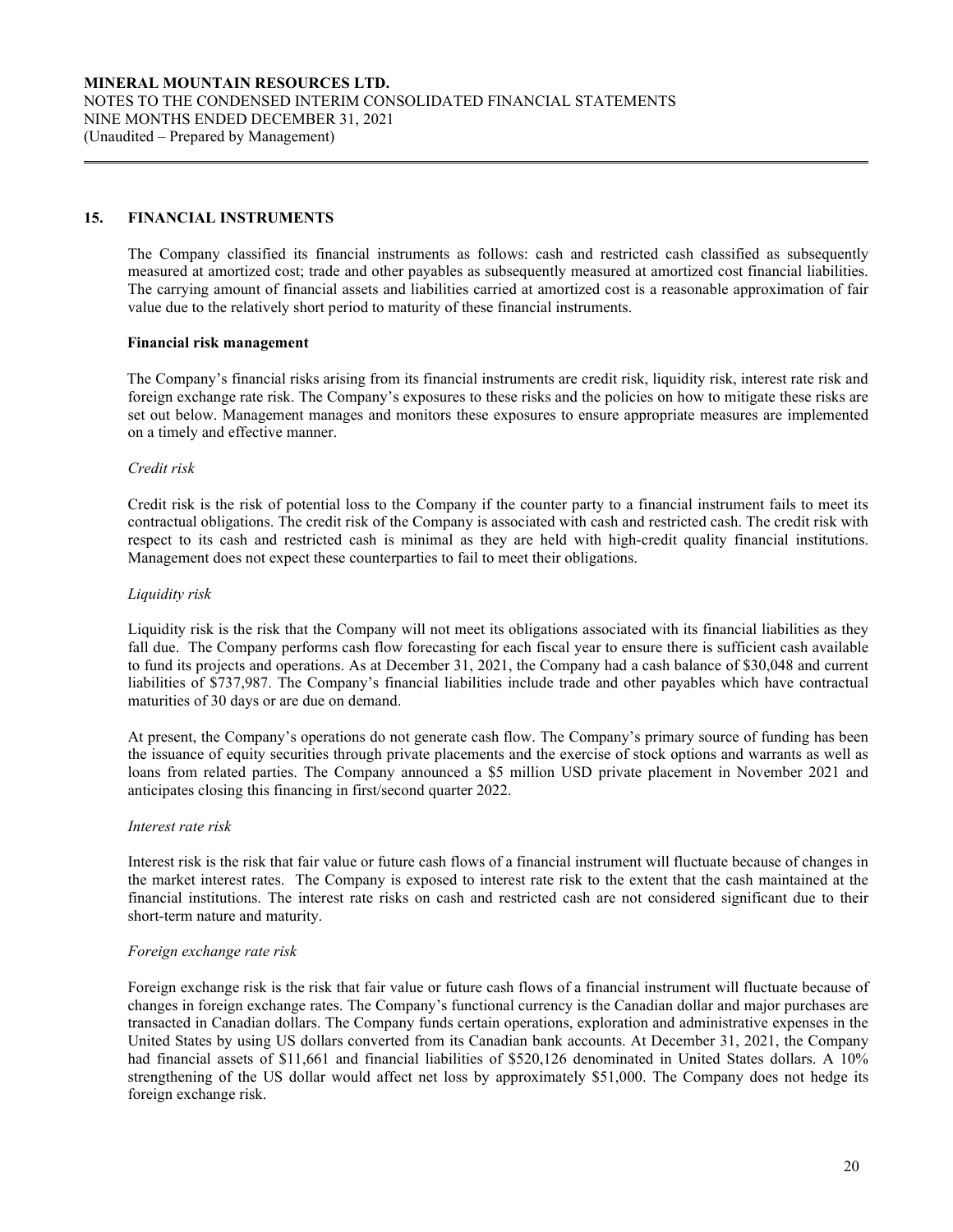## 15. FINANCIAL INSTRUMENTS

The Company classified its financial instruments as follows: cash and restricted cash classified as subsequently measured at amortized cost; trade and other payables as subsequently measured at amortized cost financial liabilities. The carrying amount of financial assets and liabilities carried at amortized cost is a reasonable approximation of fair value due to the relatively short period to maturity of these financial instruments.

### Financial risk management

The Company's financial risks arising from its financial instruments are credit risk, liquidity risk, interest rate risk and foreign exchange rate risk. The Company's exposures to these risks and the policies on how to mitigate these risks are set out below. Management manages and monitors these exposures to ensure appropriate measures are implemented on a timely and effective manner.

*Credit risk*

Credit risk is the risk of potential loss to the Company if the counter party to a financial instrument fails to meet its contractual obligations. The credit risk of the Company is associated with cash and restricted cash. The credit risk with respect to its cash and restricted cash is minimal as they are held with high-credit quality financial institutions. Management does not expect these counterparties to fail to meet their obligations.

*Liquidity risk*

Liquidity risk is the risk that the Company will not meet its obligations associated with its financial liabilities as they fall due. The Company performs cash flow forecasting for each fiscal year to ensure there is sufficient cash available to fund its projects and operations. As at December 31, 2021, the Company had a cash balance of $30,048 and current liabilities of $737,987. The Company's financial liabilities include trade and other payables which have contractual maturities of 30 days or are due on demand.

At present, the Company's operations do not generate cash flow. The Company's primary source of funding has been the issuance of equity securities through private placements and the exercise of stock options and warrants as well as loans from related parties. The Company announced a $5 million USD private placement in November 2021 and anticipates closing this financing in first/second quarter 2022.

*Interest rate risk*

Interest risk is the risk that fair value or future cash flows of a financial instrument will fluctuate because of changes in the market interest rates. The Company is exposed to interest rate risk to the extent that the cash maintained at the financial institutions. The interest rate risks on cash and restricted cash are not considered significant due to their short-term nature and maturity.

*Foreign exchange rate risk*

Foreign exchange risk is the risk that fair value or future cash flows of a financial instrument will fluctuate because of changes in foreign exchange rates. The Company's functional currency is the Canadian dollar and major purchases are transacted in Canadian dollars. The Company funds certain operations, exploration and administrative expenses in the United States by using US dollars converted from its Canadian bank accounts. At December 31, 2021, the Company had financial assets of $11,661 and financial liabilities of $520,126 denominated in United States dollars. A 10% strengthening of the US dollar would affect net loss by approximately $51,000. The Company does not hedge its foreign exchange risk.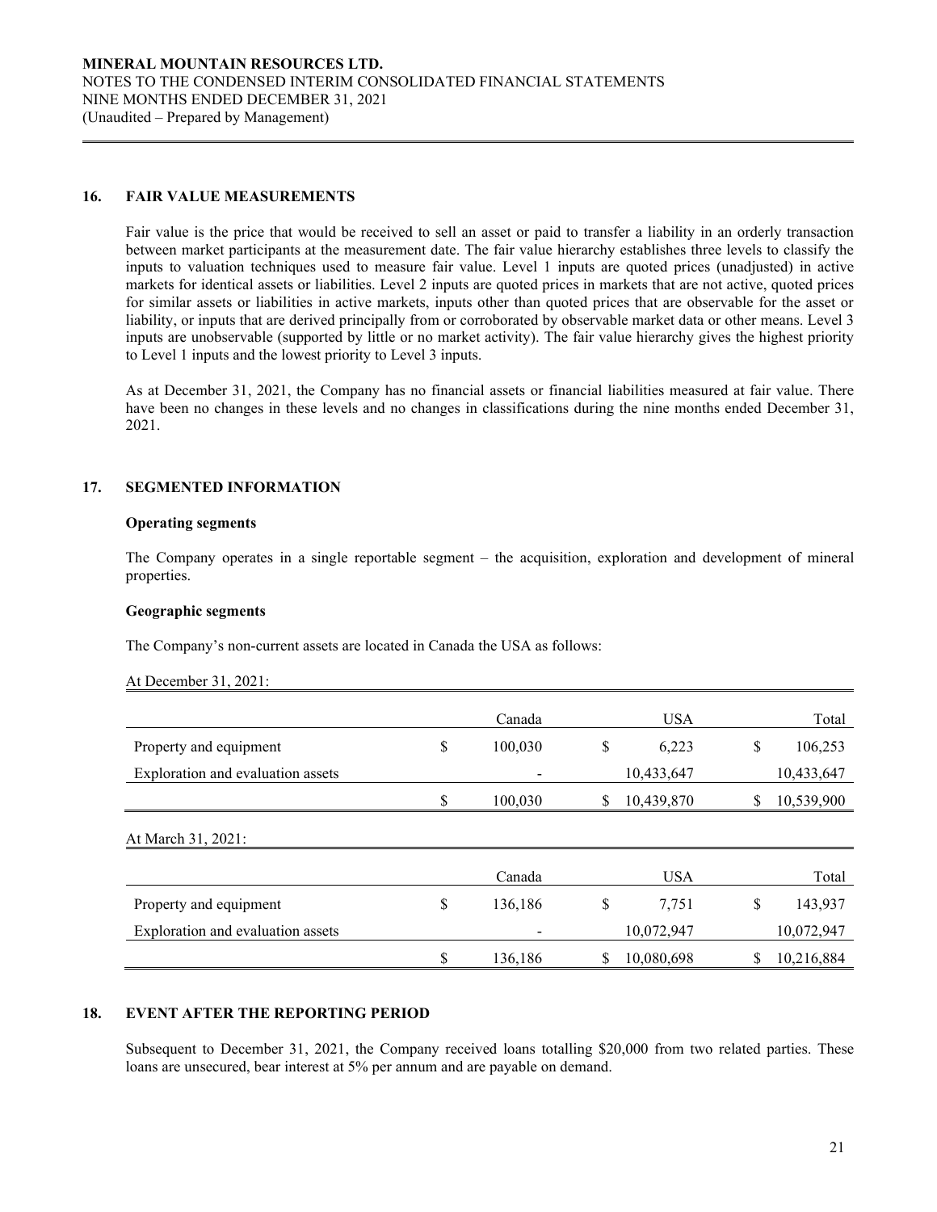## 16. FAIR VALUE MEASUREMENTS

Fair value is the price that would be received to sell an asset or paid to transfer a liability in an orderly transaction between market participants at the measurement date. The fair value hierarchy establishes three levels to classify the inputs to valuation techniques used to measure fair value. Level 1 inputs are quoted prices (unadjusted) in active markets for identical assets or liabilities. Level 2 inputs are quoted prices in markets that are not active, quoted prices for similar assets or liabilities in active markets, inputs other than quoted prices that are observable for the asset or liability, or inputs that are derived principally from or corroborated by observable market data or other means. Level 3 inputs are unobservable (supported by little or no market activity). The fair value hierarchy gives the highest priority to Level 1 inputs and the lowest priority to Level 3 inputs.

As at December 31, 2021, the Company has no financial assets or financial liabilities measured at fair value. There have been no changes in these levels and no changes in classifications during the nine months ended December 31, 2021.

## 17. SEGMENTED INFORMATION

### Operating segments

The Company operates in a single reportable segment – the acquisition, exploration and development of mineral properties.

### Geographic segments

The Company's non-current assets are located in Canada the USA as follows:

At December 31, 2021:

| | Canada | USA | Total |
|---|---|---|---|
| Property and equipment | $ 100,030 | $ 6,223 | $ 106,253 |
| Exploration and evaluation assets | - | 10,433,647 | 10,433,647 |
| | $ 100,030 | $ 10,439,870 | $ 10,539,900 |

At March 31, 2021:

| | Canada | USA | Total |
|---|---|---|---|
| Property and equipment | $ 136,186 | $ 7,751 | $ 143,937 |
| Exploration and evaluation assets | - | 10,072,947 | 10,072,947 |
| | $ 136,186 | $ 10,080,698 | $ 10,216,884 |

## 18. EVENT AFTER THE REPORTING PERIOD

Subsequent to December 31, 2021, the Company received loans totalling $20,000 from two related parties. These loans are unsecured, bear interest at 5% per annum and are payable on demand.